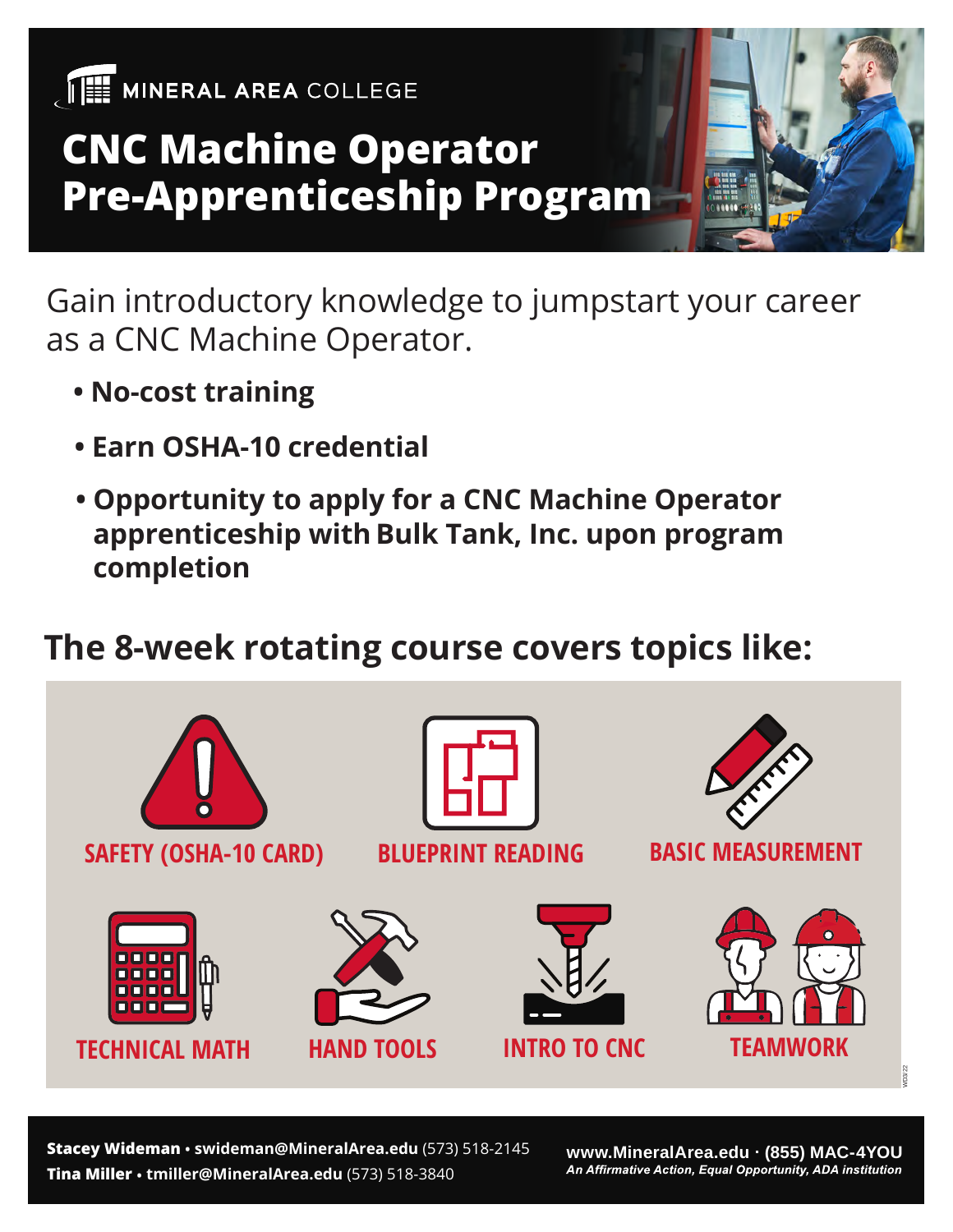MINERAL AREA COLLEGE

# CNC Machine Operator Pre-Apprenticeship Program

Gain introductory knowledge to jumpstart your career as a CNC Machine Operator.

- **No-cost training**
- **Earn OSHA-10 credential**
- **Opportunity to apply for a CNC Machine Operator apprenticeship with Bulk Tank, Inc. upon program completion**

## The 8-week rotating course covers topics like:

- SAFETY (OSHA-10 CARD)
- BLUEPRINT READING
- BASIC MEASUREMENT
- TECHNICAL MATH
- HAND TOOLS
- INTRO TO CNC
- TEAMWORK

W03/22

**Stacey Wideman • swideman@MineralArea.edu** (573) 518-2145
**Tina Miller • tmiller@MineralArea.edu** (573) 518-3840

**www.MineralArea.edu · (855) MAC-4YOU**
*An Affirmative Action, Equal Opportunity, ADA institution*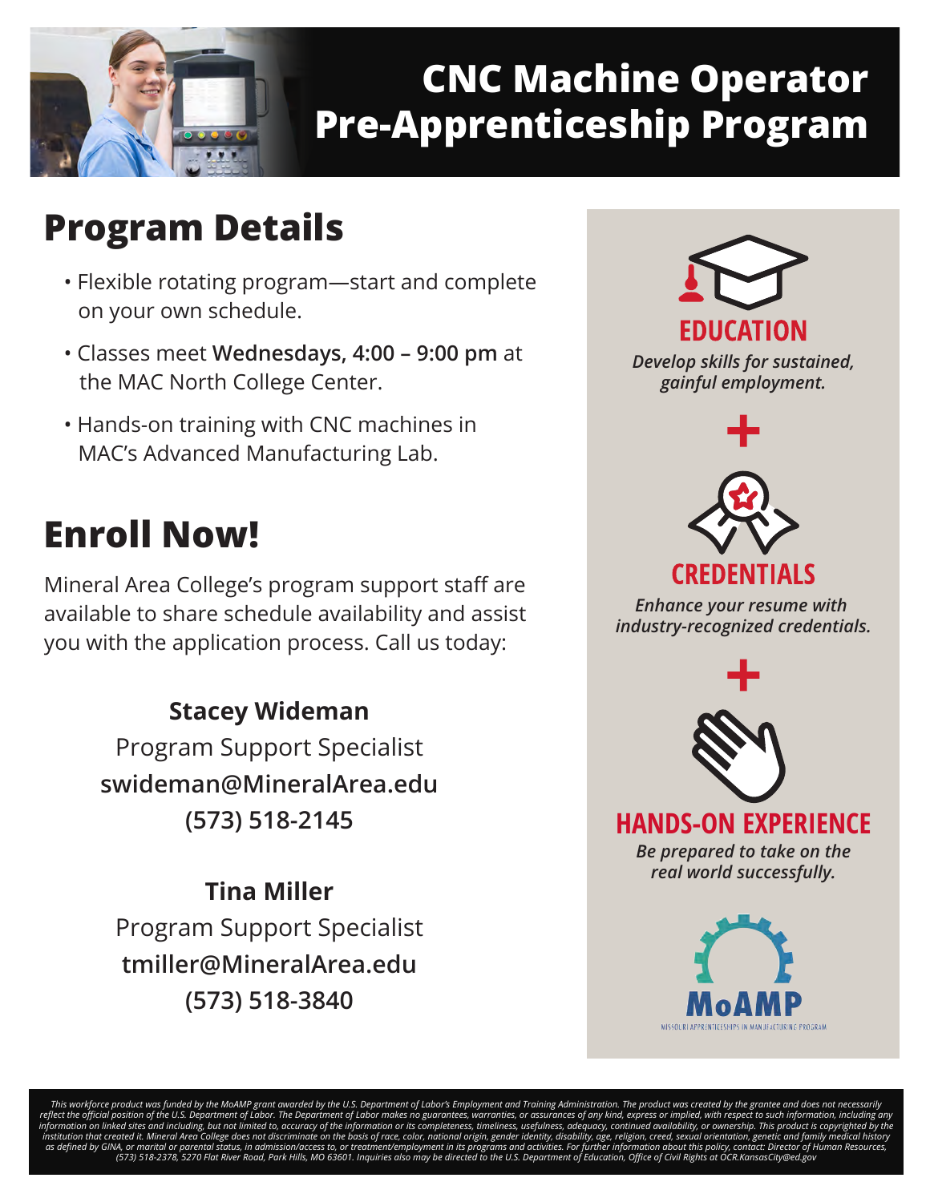# CNC Machine Operator Pre-Apprenticeship Program

## Program Details

- Flexible rotating program—start and complete on your own schedule.
- Classes meet **Wednesdays, 4:00 – 9:00 pm** at the MAC North College Center.
- Hands-on training with CNC machines in MAC's Advanced Manufacturing Lab.

## Enroll Now!

Mineral Area College's program support staff are available to share schedule availability and assist you with the application process. Call us today:

**Stacey Wideman**
Program Support Specialist
**swideman@MineralArea.edu**
**(573) 518-2145**

**Tina Miller**
Program Support Specialist
**tmiller@MineralArea.edu**
**(573) 518-3840**

**EDUCATION**

*Develop skills for sustained, gainful employment.*

+

**CREDENTIALS**

*Enhance your resume with industry-recognized credentials.*

+

**HANDS-ON EXPERIENCE**

*Be prepared to take on the real world successfully.*

**MoAMP**
MISSOURI APPRENTICESHIPS IN MANUFACTURING PROGRAM

*This workforce product was funded by the MoAMP grant awarded by the U.S. Department of Labor's Employment and Training Administration. The product was created by the grantee and does not necessarily reflect the official position of the U.S. Department of Labor. The Department of Labor makes no guarantees, warranties, or assurances of any kind, express or implied, with respect to such information, including any information on linked sites and including, but not limited to, accuracy of the information or its completeness, timeliness, usefulness, adequacy, continued availability, or ownership. This product is copyrighted by the institution that created it. Mineral Area College does not discriminate on the basis of race, color, national origin, gender identity, disability, age, religion, creed, sexual orientation, genetic and family medical history as defined by GINA, or marital or parental status, in admission/access to, or treatment/employment in its programs and activities. For further information about this policy, contact: Director of Human Resources, (573) 518-2378, 5270 Flat River Road, Park Hills, MO 63601. Inquiries also may be directed to the U.S. Department of Education, Office of Civil Rights at OCR.KansasCity@ed.gov*